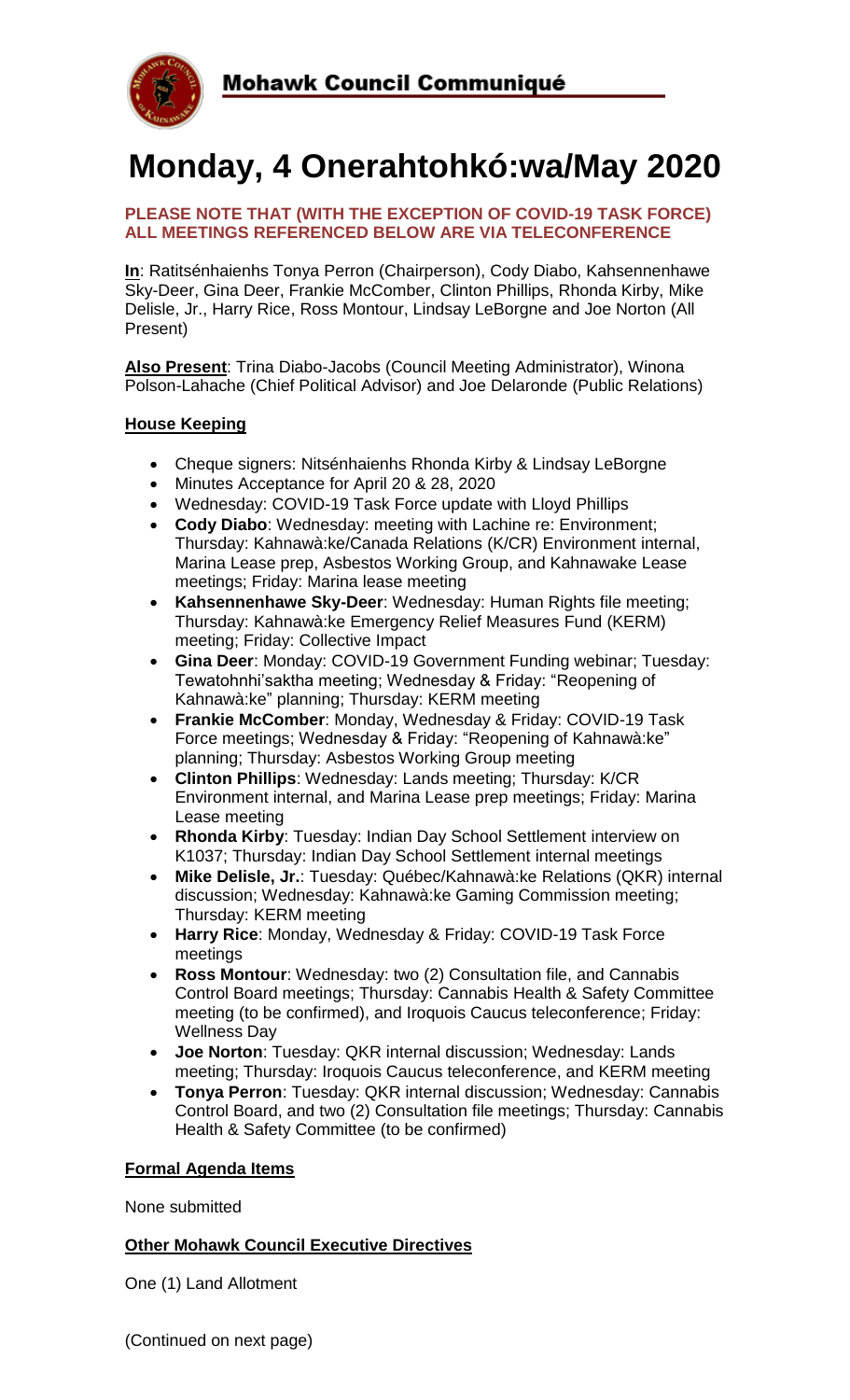Mohawk Council Communiqué

# Monday, 4 Onerahtohkó:wa/May 2020

**PLEASE NOTE THAT (WITH THE EXCEPTION OF COVID-19 TASK FORCE) ALL MEETINGS REFERENCED BELOW ARE VIA TELECONFERENCE**

**In**: Ratitsénhaienhs Tonya Perron (Chairperson), Cody Diabo, Kahsennenhawe Sky-Deer, Gina Deer, Frankie McComber, Clinton Phillips, Rhonda Kirby, Mike Delisle, Jr., Harry Rice, Ross Montour, Lindsay LeBorgne and Joe Norton (All Present)

**Also Present**: Trina Diabo-Jacobs (Council Meeting Administrator), Winona Polson-Lahache (Chief Political Advisor) and Joe Delaronde (Public Relations)

## House Keeping

- Cheque signers: Nitsénhaienhs Rhonda Kirby & Lindsay LeBorgne
- Minutes Acceptance for April 20 & 28, 2020
- Wednesday: COVID-19 Task Force update with Lloyd Phillips
- **Cody Diabo**: Wednesday: meeting with Lachine re: Environment; Thursday: Kahnawà:ke/Canada Relations (K/CR) Environment internal, Marina Lease prep, Asbestos Working Group, and Kahnawake Lease meetings; Friday: Marina lease meeting
- **Kahsennenhawe Sky-Deer**: Wednesday: Human Rights file meeting; Thursday: Kahnawà:ke Emergency Relief Measures Fund (KERM) meeting; Friday: Collective Impact
- **Gina Deer**: Monday: COVID-19 Government Funding webinar; Tuesday: Tewatohnhi'saktha meeting; Wednesday & Friday: "Reopening of Kahnawà:ke" planning; Thursday: KERM meeting
- **Frankie McComber**: Monday, Wednesday & Friday: COVID-19 Task Force meetings; Wednesday & Friday: "Reopening of Kahnawà:ke" planning; Thursday: Asbestos Working Group meeting
- **Clinton Phillips**: Wednesday: Lands meeting; Thursday: K/CR Environment internal, and Marina Lease prep meetings; Friday: Marina Lease meeting
- **Rhonda Kirby**: Tuesday: Indian Day School Settlement interview on K1037; Thursday: Indian Day School Settlement internal meetings
- **Mike Delisle, Jr.**: Tuesday: Québec/Kahnawà:ke Relations (QKR) internal discussion; Wednesday: Kahnawà:ke Gaming Commission meeting; Thursday: KERM meeting
- **Harry Rice**: Monday, Wednesday & Friday: COVID-19 Task Force meetings
- **Ross Montour**: Wednesday: two (2) Consultation file, and Cannabis Control Board meetings; Thursday: Cannabis Health & Safety Committee meeting (to be confirmed), and Iroquois Caucus teleconference; Friday: Wellness Day
- **Joe Norton**: Tuesday: QKR internal discussion; Wednesday: Lands meeting; Thursday: Iroquois Caucus teleconference, and KERM meeting
- **Tonya Perron**: Tuesday: QKR internal discussion; Wednesday: Cannabis Control Board, and two (2) Consultation file meetings; Thursday: Cannabis Health & Safety Committee (to be confirmed)

## Formal Agenda Items

None submitted

## Other Mohawk Council Executive Directives

One (1) Land Allotment

(Continued on next page)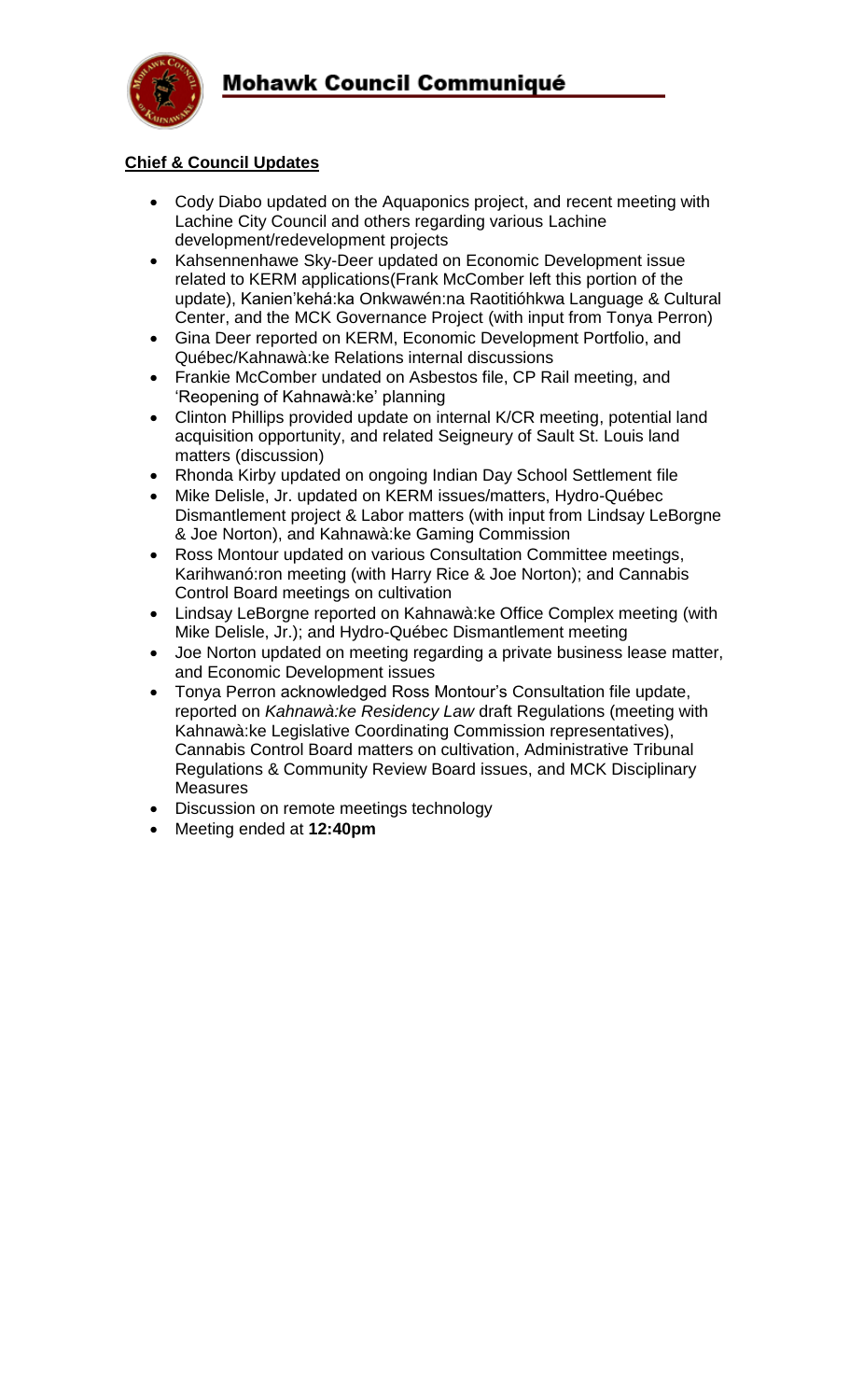**Chief & Council Updates**

- Cody Diabo updated on the Aquaponics project, and recent meeting with Lachine City Council and others regarding various Lachine development/redevelopment projects
- Kahsennenhawe Sky-Deer updated on Economic Development issue related to KERM applications(Frank McComber left this portion of the update), Kanien'kehá:ka Onkwawén:na Raotitióhkwa Language & Cultural Center, and the MCK Governance Project (with input from Tonya Perron)
- Gina Deer reported on KERM, Economic Development Portfolio, and Québec/Kahnawà:ke Relations internal discussions
- Frankie McComber undated on Asbestos file, CP Rail meeting, and 'Reopening of Kahnawà:ke' planning
- Clinton Phillips provided update on internal K/CR meeting, potential land acquisition opportunity, and related Seigneury of Sault St. Louis land matters (discussion)
- Rhonda Kirby updated on ongoing Indian Day School Settlement file
- Mike Delisle, Jr. updated on KERM issues/matters, Hydro-Québec Dismantlement project & Labor matters (with input from Lindsay LeBorgne & Joe Norton), and Kahnawà:ke Gaming Commission
- Ross Montour updated on various Consultation Committee meetings, Karihwanó:ron meeting (with Harry Rice & Joe Norton); and Cannabis Control Board meetings on cultivation
- Lindsay LeBorgne reported on Kahnawà:ke Office Complex meeting (with Mike Delisle, Jr.); and Hydro-Québec Dismantlement meeting
- Joe Norton updated on meeting regarding a private business lease matter, and Economic Development issues
- Tonya Perron acknowledged Ross Montour's Consultation file update, reported on *Kahnawà:ke Residency Law* draft Regulations (meeting with Kahnawà:ke Legislative Coordinating Commission representatives), Cannabis Control Board matters on cultivation, Administrative Tribunal Regulations & Community Review Board issues, and MCK Disciplinary Measures
- Discussion on remote meetings technology
- Meeting ended at **12:40pm**